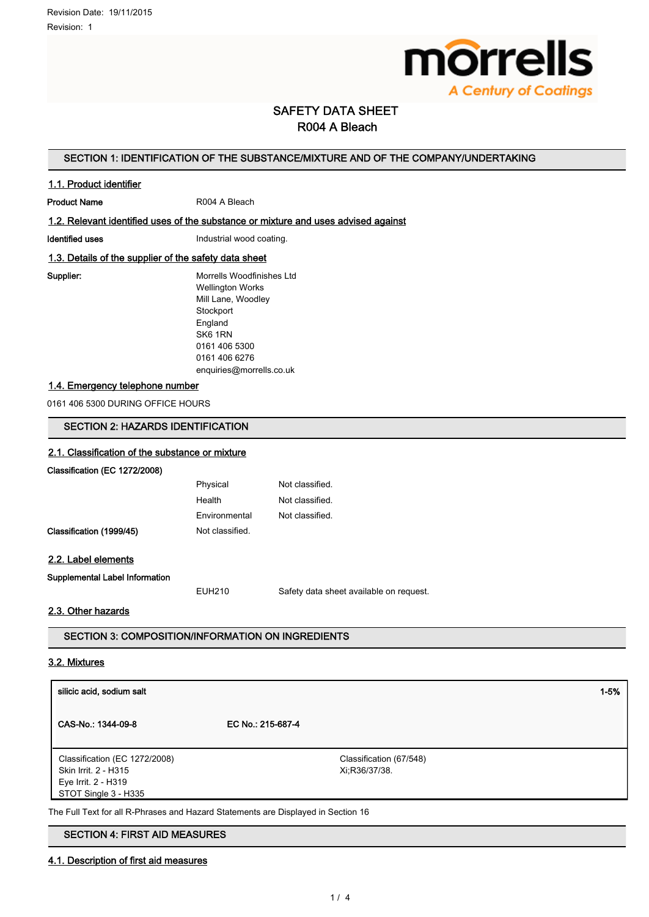Revision Date: 19/11/2015

Revision: 1

# SAFETY DATA SHEET
## R004 A Bleach

## SECTION 1: IDENTIFICATION OF THE SUBSTANCE/MIXTURE AND OF THE COMPANY/UNDERTAKING

### 1.1. Product identifier

**Product Name** R004 A Bleach

### 1.2. Relevant identified uses of the substance or mixture and uses advised against

**Identified uses** Industrial wood coating.

### 1.3. Details of the supplier of the safety data sheet

**Supplier:**
Morrells Woodfinishes Ltd
Wellington Works
Mill Lane, Woodley
Stockport
England
SK6 1RN
0161 406 5300
0161 406 6276
enquiries@morrells.co.uk

### 1.4. Emergency telephone number

0161 406 5300 DURING OFFICE HOURS

## SECTION 2: HAZARDS IDENTIFICATION

### 2.1. Classification of the substance or mixture

**Classification (EC 1272/2008)**

| | |
|---|---|
| Physical | Not classified. |
| Health | Not classified. |
| Environmental | Not classified. |

**Classification (1999/45)** Not classified.

### 2.2. Label elements

**Supplemental Label Information**

EUH210 Safety data sheet available on request.

### 2.3. Other hazards

## SECTION 3: COMPOSITION/INFORMATION ON INGREDIENTS

### 3.2. Mixtures

| **silicic acid, sodium salt** | | **1-5%** |
|---|---|---|
| **CAS-No.: 1344-09-8** | **EC No.: 215-687-4** | |
| Classification (EC 1272/2008)<br>Skin Irrit. 2 - H315<br>Eye Irrit. 2 - H319<br>STOT Single 3 - H335 | Classification (67/548)<br>Xi;R36/37/38. | |

The Full Text for all R-Phrases and Hazard Statements are Displayed in Section 16

## SECTION 4: FIRST AID MEASURES

### 4.1. Description of first aid measures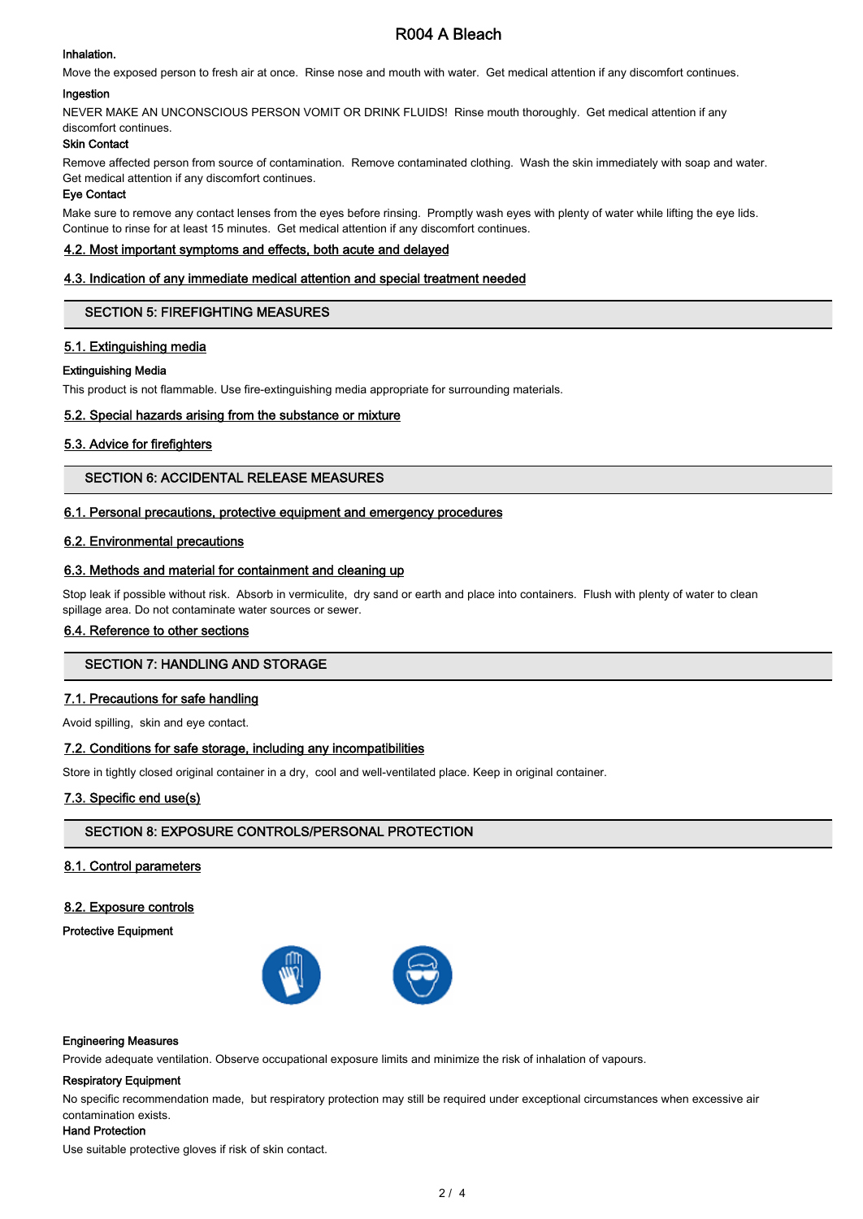# R004 A Bleach

**Inhalation.**

Move the exposed person to fresh air at once. Rinse nose and mouth with water. Get medical attention if any discomfort continues.

**Ingestion**

NEVER MAKE AN UNCONSCIOUS PERSON VOMIT OR DRINK FLUIDS! Rinse mouth thoroughly. Get medical attention if any discomfort continues.

**Skin Contact**

Remove affected person from source of contamination. Remove contaminated clothing. Wash the skin immediately with soap and water. Get medical attention if any discomfort continues.

**Eye Contact**

Make sure to remove any contact lenses from the eyes before rinsing. Promptly wash eyes with plenty of water while lifting the eye lids. Continue to rinse for at least 15 minutes. Get medical attention if any discomfort continues.

### 4.2. Most important symptoms and effects, both acute and delayed

### 4.3. Indication of any immediate medical attention and special treatment needed

## SECTION 5: FIREFIGHTING MEASURES

### 5.1. Extinguishing media

**Extinguishing Media**

This product is not flammable. Use fire-extinguishing media appropriate for surrounding materials.

### 5.2. Special hazards arising from the substance or mixture

### 5.3. Advice for firefighters

## SECTION 6: ACCIDENTAL RELEASE MEASURES

### 6.1. Personal precautions, protective equipment and emergency procedures

### 6.2. Environmental precautions

### 6.3. Methods and material for containment and cleaning up

Stop leak if possible without risk. Absorb in vermiculite, dry sand or earth and place into containers. Flush with plenty of water to clean spillage area. Do not contaminate water sources or sewer.

### 6.4. Reference to other sections

## SECTION 7: HANDLING AND STORAGE

### 7.1. Precautions for safe handling

Avoid spilling, skin and eye contact.

### 7.2. Conditions for safe storage, including any incompatibilities

Store in tightly closed original container in a dry, cool and well-ventilated place. Keep in original container.

### 7.3. Specific end use(s)

## SECTION 8: EXPOSURE CONTROLS/PERSONAL PROTECTION

### 8.1. Control parameters

### 8.2. Exposure controls

**Protective Equipment**

**Engineering Measures**

Provide adequate ventilation. Observe occupational exposure limits and minimize the risk of inhalation of vapours.

**Respiratory Equipment**

No specific recommendation made, but respiratory protection may still be required under exceptional circumstances when excessive air contamination exists.

**Hand Protection**

Use suitable protective gloves if risk of skin contact.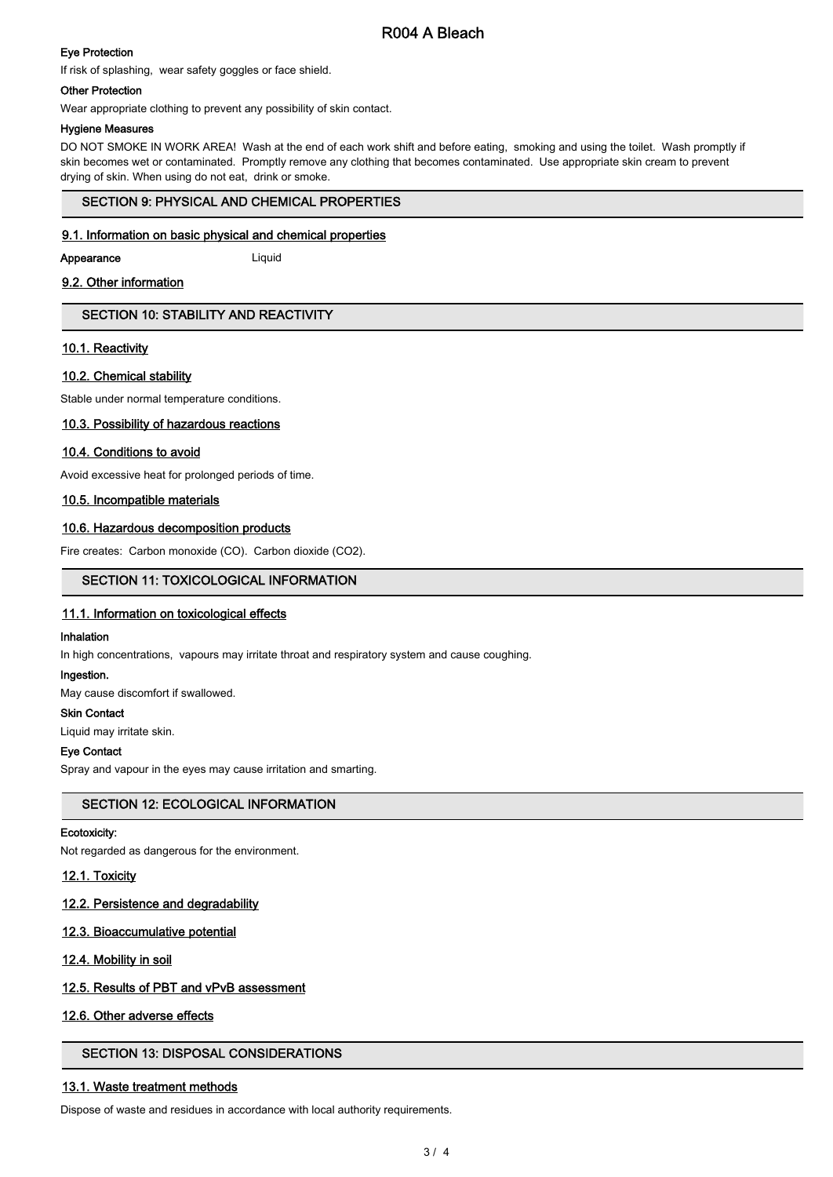#### Eye Protection

If risk of splashing, wear safety goggles or face shield.

#### Other Protection

Wear appropriate clothing to prevent any possibility of skin contact.

#### Hygiene Measures

DO NOT SMOKE IN WORK AREA! Wash at the end of each work shift and before eating, smoking and using the toilet. Wash promptly if skin becomes wet or contaminated. Promptly remove any clothing that becomes contaminated. Use appropriate skin cream to prevent drying of skin. When using do not eat, drink or smoke.

## SECTION 9: PHYSICAL AND CHEMICAL PROPERTIES

### 9.1. Information on basic physical and chemical properties

**Appearance** Liquid

### 9.2. Other information

## SECTION 10: STABILITY AND REACTIVITY

### 10.1. Reactivity

### 10.2. Chemical stability

Stable under normal temperature conditions.

### 10.3. Possibility of hazardous reactions

### 10.4. Conditions to avoid

Avoid excessive heat for prolonged periods of time.

### 10.5. Incompatible materials

### 10.6. Hazardous decomposition products

Fire creates: Carbon monoxide (CO). Carbon dioxide ($CO_2$).

## SECTION 11: TOXICOLOGICAL INFORMATION

### 11.1. Information on toxicological effects

#### Inhalation

In high concentrations, vapours may irritate throat and respiratory system and cause coughing.

#### Ingestion.

May cause discomfort if swallowed.

#### Skin Contact

Liquid may irritate skin.

#### Eye Contact

Spray and vapour in the eyes may cause irritation and smarting.

## SECTION 12: ECOLOGICAL INFORMATION

#### Ecotoxicity:

Not regarded as dangerous for the environment.

### 12.1. Toxicity

### 12.2. Persistence and degradability

### 12.3. Bioaccumulative potential

### 12.4. Mobility in soil

### 12.5. Results of PBT and vPvB assessment

### 12.6. Other adverse effects

## SECTION 13: DISPOSAL CONSIDERATIONS

### 13.1. Waste treatment methods

Dispose of waste and residues in accordance with local authority requirements.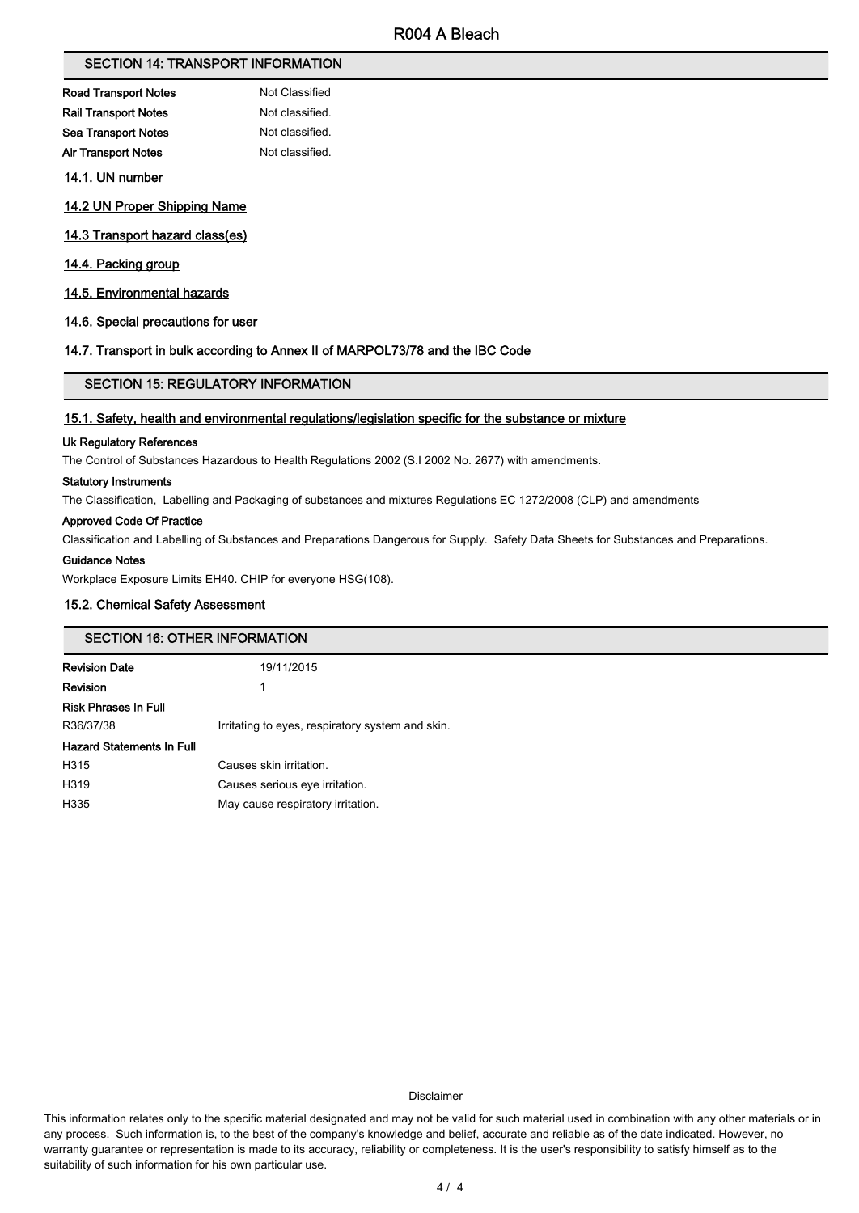## SECTION 14: TRANSPORT INFORMATION

| | |
|---|---|
| **Road Transport Notes** | Not Classified |
| **Rail Transport Notes** | Not classified. |
| **Sea Transport Notes** | Not classified. |
| **Air Transport Notes** | Not classified. |

### 14.1. UN number

### 14.2 UN Proper Shipping Name

### 14.3 Transport hazard class(es)

### 14.4. Packing group

### 14.5. Environmental hazards

### 14.6. Special precautions for user

### 14.7. Transport in bulk according to Annex II of MARPOL73/78 and the IBC Code

## SECTION 15: REGULATORY INFORMATION

### 15.1. Safety, health and environmental regulations/legislation specific for the substance or mixture

**Uk Regulatory References**

The Control of Substances Hazardous to Health Regulations 2002 (S.I 2002 No. 2677) with amendments.

**Statutory Instruments**

The Classification, Labelling and Packaging of substances and mixtures Regulations EC 1272/2008 (CLP) and amendments

**Approved Code Of Practice**

Classification and Labelling of Substances and Preparations Dangerous for Supply. Safety Data Sheets for Substances and Preparations.

**Guidance Notes**

Workplace Exposure Limits EH40. CHIP for everyone HSG(108).

### 15.2. Chemical Safety Assessment

## SECTION 16: OTHER INFORMATION

| | |
|---|---|
| **Revision Date** | 19/11/2015 |
| **Revision** | 1 |
| **Risk Phrases In Full** | |
| R36/37/38 | Irritating to eyes, respiratory system and skin. |
| **Hazard Statements In Full** | |
| H315 | Causes skin irritation. |
| H319 | Causes serious eye irritation. |
| H335 | May cause respiratory irritation. |

Disclaimer

This information relates only to the specific material designated and may not be valid for such material used in combination with any other materials or in any process. Such information is, to the best of the company's knowledge and belief, accurate and reliable as of the date indicated. However, no warranty guarantee or representation is made to its accuracy, reliability or completeness. It is the user's responsibility to satisfy himself as to the suitability of such information for his own particular use.